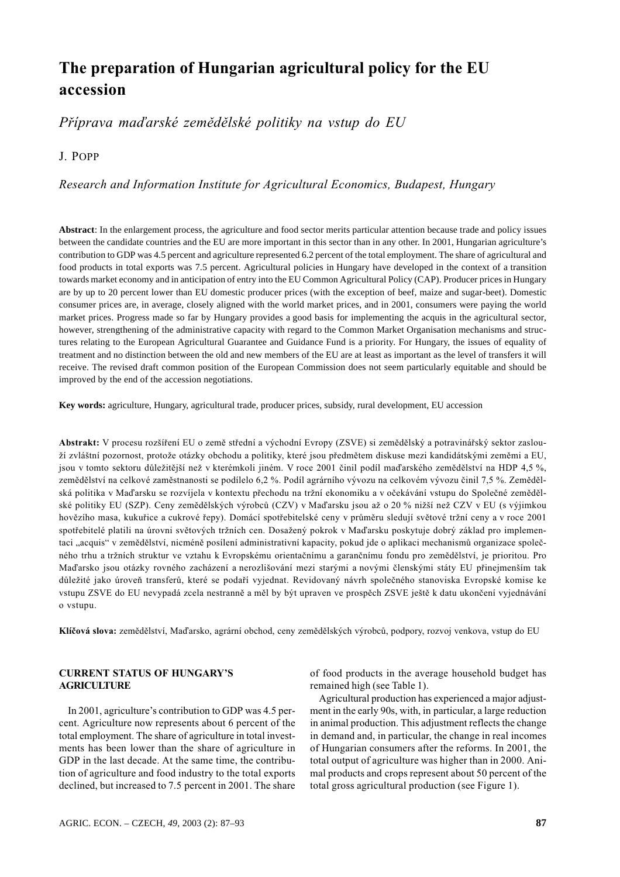# The preparation of Hungarian agricultural policy for the EU accession

*Příprava maďarské zemědělské politiky na vstup do EU*

J. Popp

*Research and Information Institute for Agricultural Economics, Budapest, Hungary*

**Abstract**: In the enlargement process, the agriculture and food sector merits particular attention because trade and policy issues between the candidate countries and the EU are more important in this sector than in any other. In 2001, Hungarian agriculture's contribution to GDP was 4.5 percent and agriculture represented 6.2 percent of the total employment. The share of agricultural and food products in total exports was 7.5 percent. Agricultural policies in Hungary have developed in the context of a transition towards market economy and in anticipation of entry into the EU Common Agricultural Policy (CAP). Producer prices in Hungary are by up to 20 percent lower than EU domestic producer prices (with the exception of beef, maize and sugar-beet). Domestic consumer prices are, in average, closely aligned with the world market prices, and in 2001, consumers were paying the world market prices. Progress made so far by Hungary provides a good basis for implementing the acquis in the agricultural sector, however, strengthening of the administrative capacity with regard to the Common Market Organisation mechanisms and structures relating to the European Agricultural Guarantee and Guidance Fund is a priority. For Hungary, the issues of equality of treatment and no distinction between the old and new members of the EU are at least as important as the level of transfers it will receive. The revised draft common position of the European Commission does not seem particularly equitable and should be improved by the end of the accession negotiations.

**Key words:** agriculture, Hungary, agricultural trade, producer prices, subsidy, rural development, EU accession

**Abstrakt:** V procesu rozšíření EU o země střední a východní Evropy (ZSVE) si zemědělský a potravinářský sektor zaslouží zvláštní pozornost, protože otázky obchodu a politiky, které jsou předmětem diskuse mezi kandidátskými zeměmi a EU, jsou v tomto sektoru důležitější než v kterémkoli jiném. V roce 2001 činil podíl maďarského zemědělství na HDP 4,5 %, zemědělství na celkové zaměstnanosti se podílelo 6,2 %. Podíl agrárního vývozu na celkovém vývozu činil 7,5 %. Zemědělská politika v Maďarsku se rozvíjela v kontextu přechodu na tržní ekonomiku a v očekávání vstupu do Společné zemědělské politiky EU (SZP). Ceny zemědělských výrobců (CZV) v Maďarsku jsou až o 20 % nižší než CZV v EU (s výjimkou hovězího masa, kukuřice a cukrové řepy). Domácí spotřebitelské ceny v průměru sledují světové tržní ceny a v roce 2001 spotřebitelé platili na úrovni světových tržních cen. Dosažený pokrok v Maďarsku poskytuje dobrý základ pro implementaci „acquis" v zemědělství, nicméně posílení administrativní kapacity, pokud jde o aplikaci mechanismů organizace společného trhu a tržních struktur ve vztahu k Evropskému orientačnímu a garančnímu fondu pro zemědělství, je prioritou. Pro Maďarsko jsou otázky rovného zacházení a nerozlišování mezi starými a novými členskými státy EU přinejmenším tak důležité jako úroveň transferů, které se podaří vyjednat. Revidovaný návrh společného stanoviska Evropské komise ke vstupu ZSVE do EU nevypadá zcela nestranně a měl by být upraven ve prospěch ZSVE ještě k datu ukončení vyjednávání o vstupu.

**Klíčová slova:** zemědělství, Maďarsko, agrární obchod, ceny zemědělských výrobců, podpory, rozvoj venkova, vstup do EU

## CURRENT STATUS OF HUNGARY'S AGRICULTURE

In 2001, agriculture's contribution to GDP was 4.5 percent. Agriculture now represents about 6 percent of the total employment. The share of agriculture in total investments has been lower than the share of agriculture in GDP in the last decade. At the same time, the contribution of agriculture and food industry to the total exports declined, but increased to 7.5 percent in 2001. The share of food products in the average household budget has remained high (see Table 1).

Agricultural production has experienced a major adjustment in the early 90s, with, in particular, a large reduction in animal production. This adjustment reflects the change in demand and, in particular, the change in real incomes of Hungarian consumers after the reforms. In 2001, the total output of agriculture was higher than in 2000. Animal products and crops represent about 50 percent of the total gross agricultural production (see Figure 1).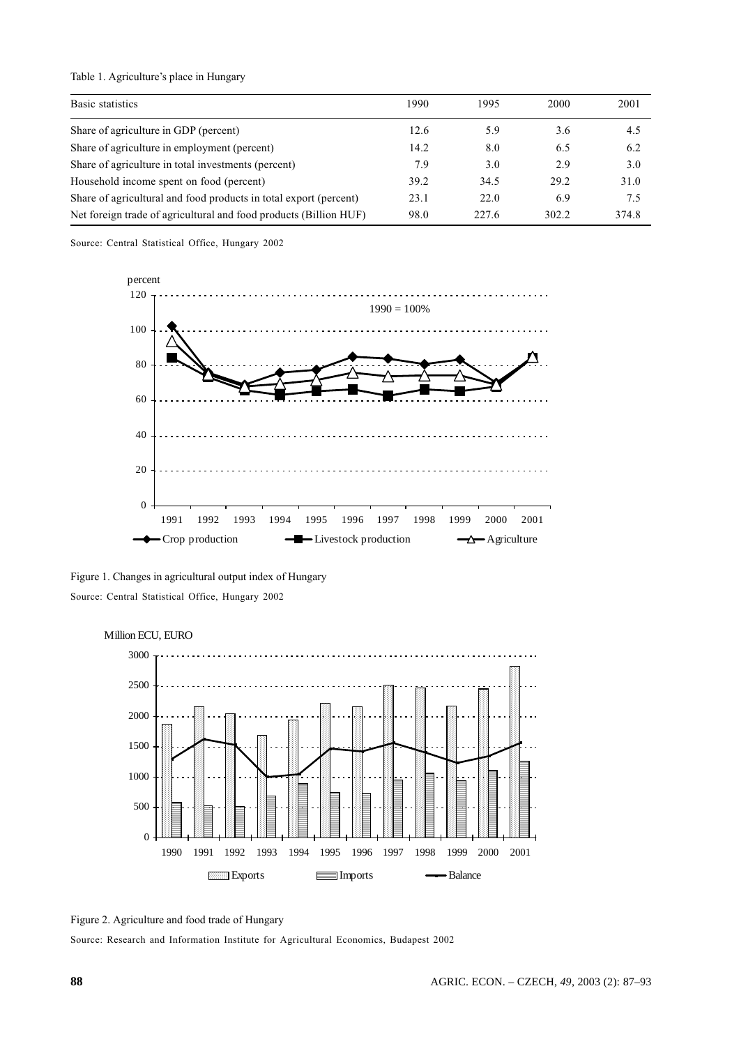Table 1. Agriculture's place in Hungary

| Basic statistics | 1990 | 1995 | 2000 | 2001 |
|---|---|---|---|---|
| Share of agriculture in GDP (percent) | 12.6 | 5.9 | 3.6 | 4.5 |
| Share of agriculture in employment (percent) | 14.2 | 8.0 | 6.5 | 6.2 |
| Share of agriculture in total investments (percent) | 7.9 | 3.0 | 2.9 | 3.0 |
| Household income spent on food (percent) | 39.2 | 34.5 | 29.2 | 31.0 |
| Share of agricultural and food products in total export (percent) | 23.1 | 22.0 | 6.9 | 7.5 |
| Net foreign trade of agricultural and food products (Billion HUF) | 98.0 | 227.6 | 302.2 | 374.8 |

Source: Central Statistical Office, Hungary 2002

Figure 1. Changes in agricultural output index of Hungary

Source: Central Statistical Office, Hungary 2002

Figure 2. Agriculture and food trade of Hungary

Source: Research and Information Institute for Agricultural Economics, Budapest 2002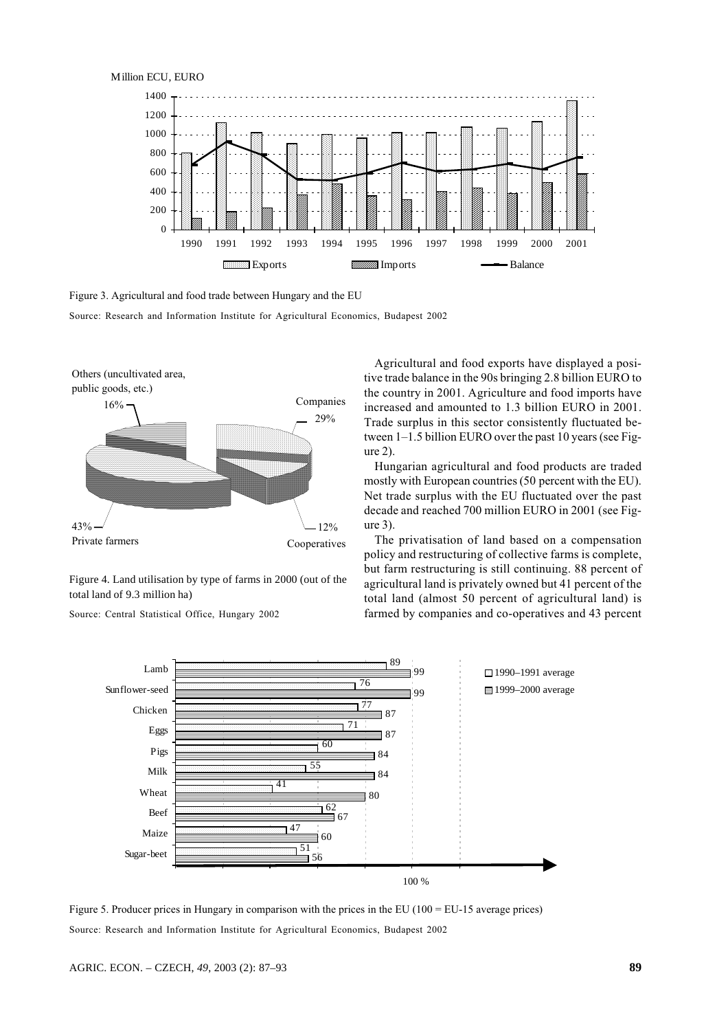Figure 3. Agricultural and food trade between Hungary and the EU

Source: Research and Information Institute for Agricultural Economics, Budapest 2002

Figure 4. Land utilisation by type of farms in 2000 (out of the total land of 9.3 million ha)

Source: Central Statistical Office, Hungary 2002

Agricultural and food exports have displayed a positive trade balance in the 90s bringing 2.8 billion EURO to the country in 2001. Agriculture and food imports have increased and amounted to 1.3 billion EURO in 2001. Trade surplus in this sector consistently fluctuated between 1–1.5 billion EURO over the past 10 years (see Figure 2).

Hungarian agricultural and food products are traded mostly with European countries (50 percent with the EU). Net trade surplus with the EU fluctuated over the past decade and reached 700 million EURO in 2001 (see Figure 3).

The privatisation of land based on a compensation policy and restructuring of collective farms is complete, but farm restructuring is still continuing. 88 percent of agricultural land is privately owned but 41 percent of the total land (almost 50 percent of agricultural land) is farmed by companies and co-operatives and 43 percent

Figure 5. Producer prices in Hungary in comparison with the prices in the EU (100 = EU-15 average prices)

Source: Research and Information Institute for Agricultural Economics, Budapest 2002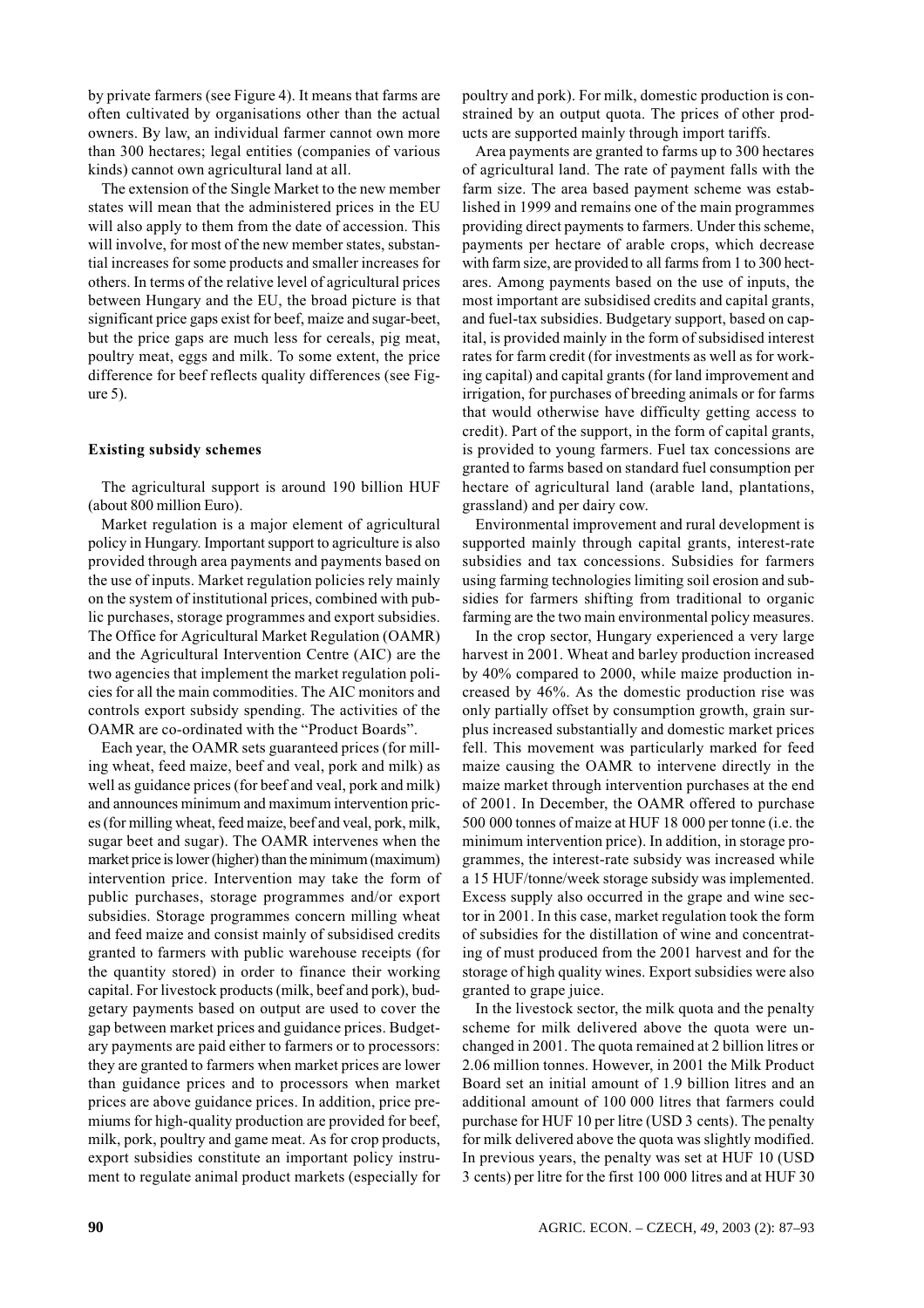by private farmers (see Figure 4). It means that farms are often cultivated by organisations other than the actual owners. By law, an individual farmer cannot own more than 300 hectares; legal entities (companies of various kinds) cannot own agricultural land at all.

The extension of the Single Market to the new member states will mean that the administered prices in the EU will also apply to them from the date of accession. This will involve, for most of the new member states, substantial increases for some products and smaller increases for others. In terms of the relative level of agricultural prices between Hungary and the EU, the broad picture is that significant price gaps exist for beef, maize and sugar-beet, but the price gaps are much less for cereals, pig meat, poultry meat, eggs and milk. To some extent, the price difference for beef reflects quality differences (see Figure 5).

**Existing subsidy schemes**

The agricultural support is around 190 billion HUF (about 800 million Euro).

Market regulation is a major element of agricultural policy in Hungary. Important support to agriculture is also provided through area payments and payments based on the use of inputs. Market regulation policies rely mainly on the system of institutional prices, combined with public purchases, storage programmes and export subsidies. The Office for Agricultural Market Regulation (OAMR) and the Agricultural Intervention Centre (AIC) are the two agencies that implement the market regulation policies for all the main commodities. The AIC monitors and controls export subsidy spending. The activities of the OAMR are co-ordinated with the "Product Boards".

Each year, the OAMR sets guaranteed prices (for milling wheat, feed maize, beef and veal, pork and milk) as well as guidance prices (for beef and veal, pork and milk) and announces minimum and maximum intervention prices (for milling wheat, feed maize, beef and veal, pork, milk, sugar beet and sugar). The OAMR intervenes when the market price is lower (higher) than the minimum (maximum) intervention price. Intervention may take the form of public purchases, storage programmes and/or export subsidies. Storage programmes concern milling wheat and feed maize and consist mainly of subsidised credits granted to farmers with public warehouse receipts (for the quantity stored) in order to finance their working capital. For livestock products (milk, beef and pork), budgetary payments based on output are used to cover the gap between market prices and guidance prices. Budgetary payments are paid either to farmers or to processors: they are granted to farmers when market prices are lower than guidance prices and to processors when market prices are above guidance prices. In addition, price premiums for high-quality production are provided for beef, milk, pork, poultry and game meat. As for crop products, export subsidies constitute an important policy instrument to regulate animal product markets (especially for poultry and pork). For milk, domestic production is constrained by an output quota. The prices of other products are supported mainly through import tariffs.

Area payments are granted to farms up to 300 hectares of agricultural land. The rate of payment falls with the farm size. The area based payment scheme was established in 1999 and remains one of the main programmes providing direct payments to farmers. Under this scheme, payments per hectare of arable crops, which decrease with farm size, are provided to all farms from 1 to 300 hectares. Among payments based on the use of inputs, the most important are subsidised credits and capital grants, and fuel-tax subsidies. Budgetary support, based on capital, is provided mainly in the form of subsidised interest rates for farm credit (for investments as well as for working capital) and capital grants (for land improvement and irrigation, for purchases of breeding animals or for farms that would otherwise have difficulty getting access to credit). Part of the support, in the form of capital grants, is provided to young farmers. Fuel tax concessions are granted to farms based on standard fuel consumption per hectare of agricultural land (arable land, plantations, grassland) and per dairy cow.

Environmental improvement and rural development is supported mainly through capital grants, interest-rate subsidies and tax concessions. Subsidies for farmers using farming technologies limiting soil erosion and subsidies for farmers shifting from traditional to organic farming are the two main environmental policy measures.

In the crop sector, Hungary experienced a very large harvest in 2001. Wheat and barley production increased by 40% compared to 2000, while maize production increased by 46%. As the domestic production rise was only partially offset by consumption growth, grain surplus increased substantially and domestic market prices fell. This movement was particularly marked for feed maize causing the OAMR to intervene directly in the maize market through intervention purchases at the end of 2001. In December, the OAMR offered to purchase 500 000 tonnes of maize at HUF 18 000 per tonne (i.e. the minimum intervention price). In addition, in storage programmes, the interest-rate subsidy was increased while a 15 HUF/tonne/week storage subsidy was implemented. Excess supply also occurred in the grape and wine sector in 2001. In this case, market regulation took the form of subsidies for the distillation of wine and concentrating of must produced from the 2001 harvest and for the storage of high quality wines. Export subsidies were also granted to grape juice.

In the livestock sector, the milk quota and the penalty scheme for milk delivered above the quota were unchanged in 2001. The quota remained at 2 billion litres or 2.06 million tonnes. However, in 2001 the Milk Product Board set an initial amount of 1.9 billion litres and an additional amount of 100 000 litres that farmers could purchase for HUF 10 per litre (USD 3 cents). The penalty for milk delivered above the quota was slightly modified. In previous years, the penalty was set at HUF 10 (USD 3 cents) per litre for the first 100 000 litres and at HUF 30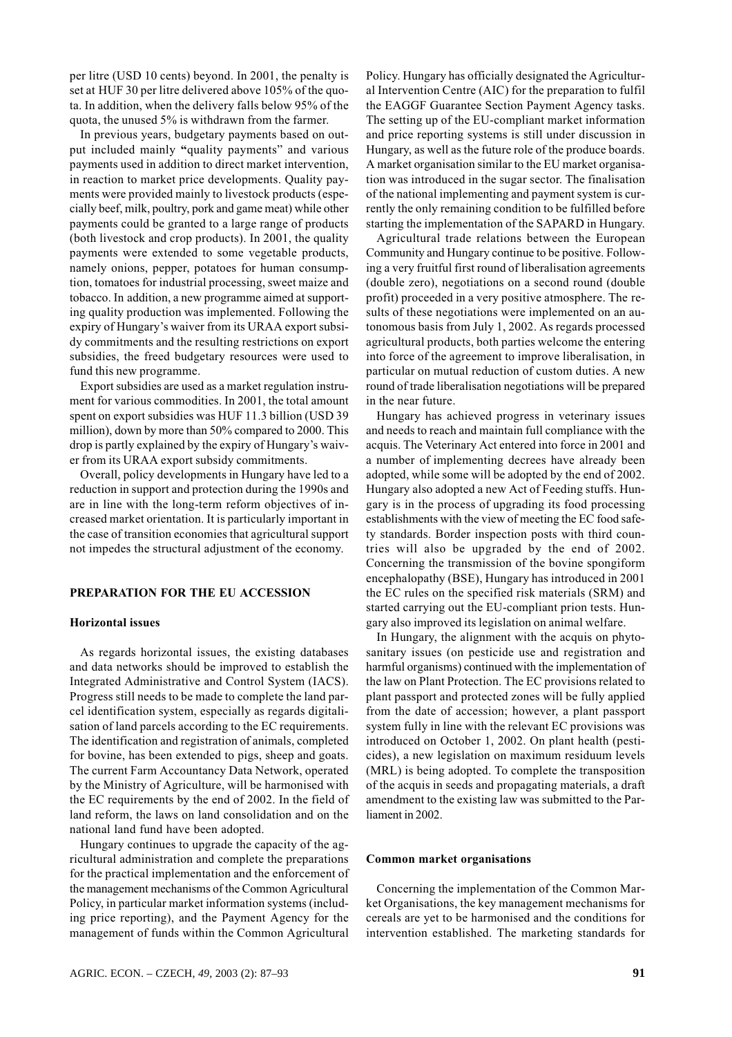per litre (USD 10 cents) beyond. In 2001, the penalty is set at HUF 30 per litre delivered above 105% of the quota. In addition, when the delivery falls below 95% of the quota, the unused 5% is withdrawn from the farmer.

In previous years, budgetary payments based on output included mainly "quality payments" and various payments used in addition to direct market intervention, in reaction to market price developments. Quality payments were provided mainly to livestock products (especially beef, milk, poultry, pork and game meat) while other payments could be granted to a large range of products (both livestock and crop products). In 2001, the quality payments were extended to some vegetable products, namely onions, pepper, potatoes for human consumption, tomatoes for industrial processing, sweet maize and tobacco. In addition, a new programme aimed at supporting quality production was implemented. Following the expiry of Hungary's waiver from its URAA export subsidy commitments and the resulting restrictions on export subsidies, the freed budgetary resources were used to fund this new programme.

Export subsidies are used as a market regulation instrument for various commodities. In 2001, the total amount spent on export subsidies was HUF 11.3 billion (USD 39 million), down by more than 50% compared to 2000. This drop is partly explained by the expiry of Hungary's waiver from its URAA export subsidy commitments.

Overall, policy developments in Hungary have led to a reduction in support and protection during the 1990s and are in line with the long-term reform objectives of increased market orientation. It is particularly important in the case of transition economies that agricultural support not impedes the structural adjustment of the economy.

## PREPARATION FOR THE EU ACCESSION

### Horizontal issues

As regards horizontal issues, the existing databases and data networks should be improved to establish the Integrated Administrative and Control System (IACS). Progress still needs to be made to complete the land parcel identification system, especially as regards digitalisation of land parcels according to the EC requirements. The identification and registration of animals, completed for bovine, has been extended to pigs, sheep and goats. The current Farm Accountancy Data Network, operated by the Ministry of Agriculture, will be harmonised with the EC requirements by the end of 2002. In the field of land reform, the laws on land consolidation and on the national land fund have been adopted.

Hungary continues to upgrade the capacity of the agricultural administration and complete the preparations for the practical implementation and the enforcement of the management mechanisms of the Common Agricultural Policy, in particular market information systems (including price reporting), and the Payment Agency for the management of funds within the Common Agricultural Policy. Hungary has officially designated the Agricultural Intervention Centre (AIC) for the preparation to fulfil the EAGGF Guarantee Section Payment Agency tasks. The setting up of the EU-compliant market information and price reporting systems is still under discussion in Hungary, as well as the future role of the produce boards. A market organisation similar to the EU market organisation was introduced in the sugar sector. The finalisation of the national implementing and payment system is currently the only remaining condition to be fulfilled before starting the implementation of the SAPARD in Hungary.

Agricultural trade relations between the European Community and Hungary continue to be positive. Following a very fruitful first round of liberalisation agreements (double zero), negotiations on a second round (double profit) proceeded in a very positive atmosphere. The results of these negotiations were implemented on an autonomous basis from July 1, 2002. As regards processed agricultural products, both parties welcome the entering into force of the agreement to improve liberalisation, in particular on mutual reduction of custom duties. A new round of trade liberalisation negotiations will be prepared in the near future.

Hungary has achieved progress in veterinary issues and needs to reach and maintain full compliance with the acquis. The Veterinary Act entered into force in 2001 and a number of implementing decrees have already been adopted, while some will be adopted by the end of 2002. Hungary also adopted a new Act of Feeding stuffs. Hungary is in the process of upgrading its food processing establishments with the view of meeting the EC food safety standards. Border inspection posts with third countries will also be upgraded by the end of 2002. Concerning the transmission of the bovine spongiform encephalopathy (BSE), Hungary has introduced in 2001 the EC rules on the specified risk materials (SRM) and started carrying out the EU-compliant prion tests. Hungary also improved its legislation on animal welfare.

In Hungary, the alignment with the acquis on phytosanitary issues (on pesticide use and registration and harmful organisms) continued with the implementation of the law on Plant Protection. The EC provisions related to plant passport and protected zones will be fully applied from the date of accession; however, a plant passport system fully in line with the relevant EC provisions was introduced on October 1, 2002. On plant health (pesticides), a new legislation on maximum residuum levels (MRL) is being adopted. To complete the transposition of the acquis in seeds and propagating materials, a draft amendment to the existing law was submitted to the Parliament in 2002.

### Common market organisations

Concerning the implementation of the Common Market Organisations, the key management mechanisms for cereals are yet to be harmonised and the conditions for intervention established. The marketing standards for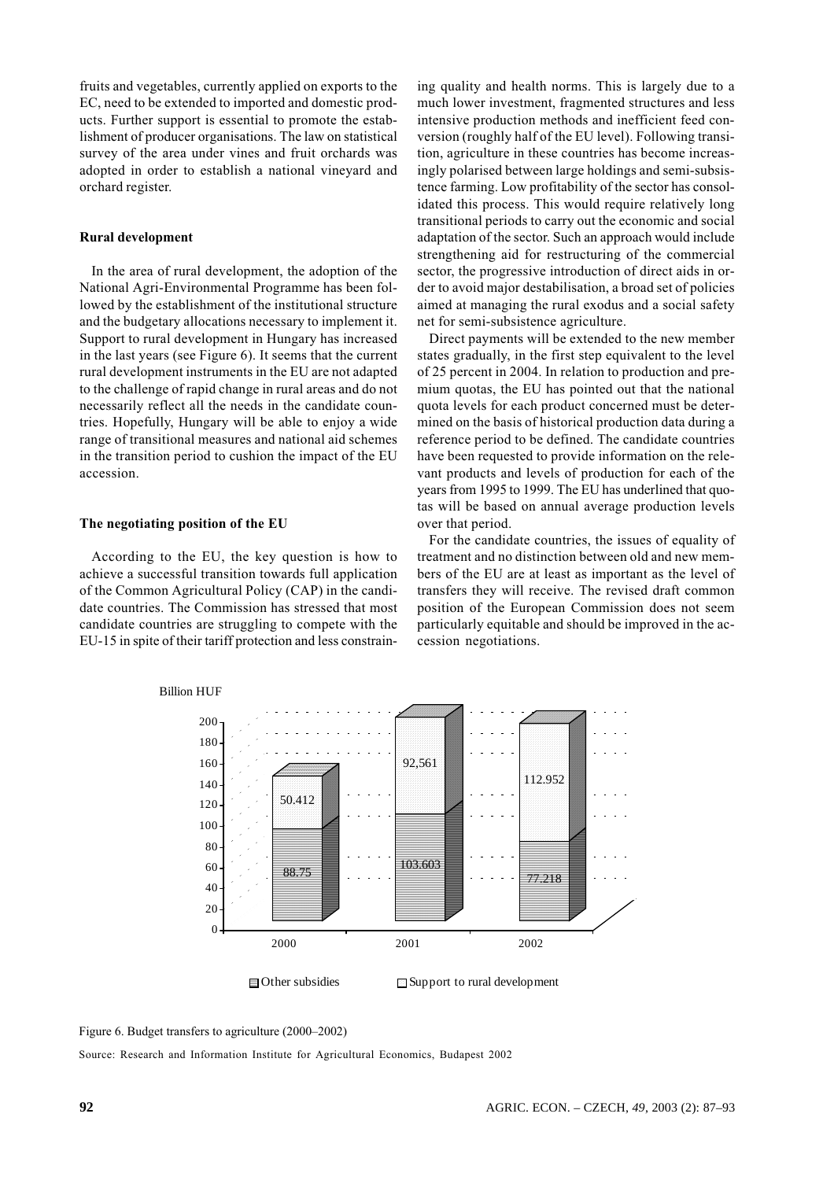fruits and vegetables, currently applied on exports to the EC, need to be extended to imported and domestic products. Further support is essential to promote the establishment of producer organisations. The law on statistical survey of the area under vines and fruit orchards was adopted in order to establish a national vineyard and orchard register.

### Rural development

In the area of rural development, the adoption of the National Agri-Environmental Programme has been followed by the establishment of the institutional structure and the budgetary allocations necessary to implement it. Support to rural development in Hungary has increased in the last years (see Figure 6). It seems that the current rural development instruments in the EU are not adapted to the challenge of rapid change in rural areas and do not necessarily reflect all the needs in the candidate countries. Hopefully, Hungary will be able to enjoy a wide range of transitional measures and national aid schemes in the transition period to cushion the impact of the EU accession.

### The negotiating position of the EU

According to the EU, the key question is how to achieve a successful transition towards full application of the Common Agricultural Policy (CAP) in the candidate countries. The Commission has stressed that most candidate countries are struggling to compete with the EU-15 in spite of their tariff protection and less constraining quality and health norms. This is largely due to a much lower investment, fragmented structures and less intensive production methods and inefficient feed conversion (roughly half of the EU level). Following transition, agriculture in these countries has become increasingly polarised between large holdings and semi-subsistence farming. Low profitability of the sector has consolidated this process. This would require relatively long transitional periods to carry out the economic and social adaptation of the sector. Such an approach would include strengthening aid for restructuring of the commercial sector, the progressive introduction of direct aids in order to avoid major destabilisation, a broad set of policies aimed at managing the rural exodus and a social safety net for semi-subsistence agriculture.

Direct payments will be extended to the new member states gradually, in the first step equivalent to the level of 25 percent in 2004. In relation to production and premium quotas, the EU has pointed out that the national quota levels for each product concerned must be determined on the basis of historical production data during a reference period to be defined. The candidate countries have been requested to provide information on the relevant products and levels of production for each of the years from 1995 to 1999. The EU has underlined that quotas will be based on annual average production levels over that period.

For the candidate countries, the issues of equality of treatment and no distinction between old and new members of the EU are at least as important as the level of transfers they will receive. The revised draft common position of the European Commission does not seem particularly equitable and should be improved in the accession negotiations.

Billion HUF

200, 180, 160, 140, 120, 100, 80, 60, 40, 20, 0

2000: 88.75, 50.412

2001: 103.603, 92,561

2002: 77.218, 112.952

Other subsidies

Support to rural development

Figure 6. Budget transfers to agriculture (2000–2002)

Source: Research and Information Institute for Agricultural Economics, Budapest 2002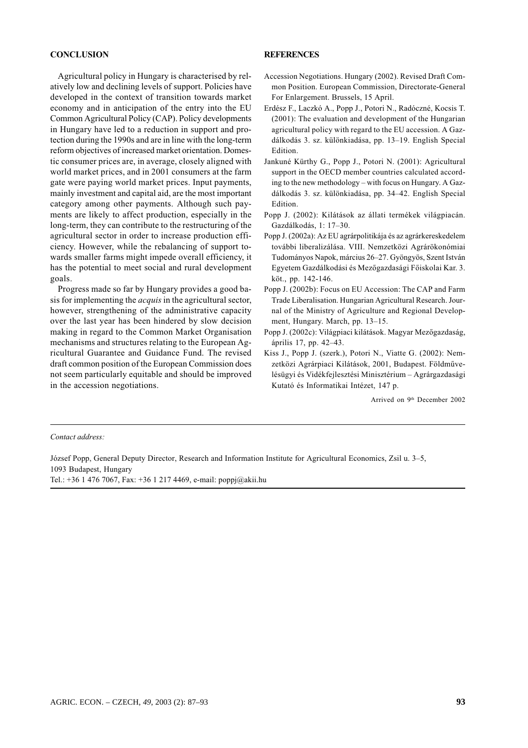## CONCLUSION

Agricultural policy in Hungary is characterised by relatively low and declining levels of support. Policies have developed in the context of transition towards market economy and in anticipation of the entry into the EU Common Agricultural Policy (CAP). Policy developments in Hungary have led to a reduction in support and protection during the 1990s and are in line with the long-term reform objectives of increased market orientation. Domestic consumer prices are, in average, closely aligned with world market prices, and in 2001 consumers at the farm gate were paying world market prices. Input payments, mainly investment and capital aid, are the most important category among other payments. Although such payments are likely to affect production, especially in the long-term, they can contribute to the restructuring of the agricultural sector in order to increase production efficiency. However, while the rebalancing of support towards smaller farms might impede overall efficiency, it has the potential to meet social and rural development goals.

Progress made so far by Hungary provides a good basis for implementing the *acquis* in the agricultural sector, however, strengthening of the administrative capacity over the last year has been hindered by slow decision making in regard to the Common Market Organisation mechanisms and structures relating to the European Agricultural Guarantee and Guidance Fund. The revised draft common position of the European Commission does not seem particularly equitable and should be improved in the accession negotiations.

## REFERENCES

Accession Negotiations. Hungary (2002). Revised Draft Common Position. European Commission, Directorate-General For Enlargement. Brussels, 15 April.

Erdész F., Laczkó A., Popp J., Potori N., Radóczné, Kocsis T. (2001): The evaluation and development of the Hungarian agricultural policy with regard to the EU accession. A Gazdálkodás 3. sz. különkiadása, pp. 13–19. English Special Edition.

Jankuné Kürthy G., Popp J., Potori N. (2001): Agricultural support in the OECD member countries calculated according to the new methodology – with focus on Hungary. A Gazdálkodás 3. sz. különkiadása, pp. 34–42. English Special Edition.

Popp J. (2002): Kilátások az állati termékek világpiacán. Gazdálkodás, 1: 17–30.

Popp J. (2002a): Az EU agrárpolitikája és az agrárkereskedelem további liberalizálása. VIII. Nemzetközi Agrárökonómiai Tudományos Napok, március 26–27. Gyöngyös, Szent István Egyetem Gazdálkodási és Mezőgazdasági Főiskolai Kar. 3. köt., pp. 142-146.

Popp J. (2002b): Focus on EU Accession: The CAP and Farm Trade Liberalisation. Hungarian Agricultural Research. Journal of the Ministry of Agriculture and Regional Development, Hungary. March, pp. 13–15.

Popp J. (2002c): Világpiaci kilátások. Magyar Mezőgazdaság, április 17, pp. 42–43.

Kiss J., Popp J. (szerk.), Potori N., Viatte G. (2002): Nemzetközi Agrárpiaci Kilátások, 2001, Budapest. Földművelésügyi és Vidékfejlesztési Minisztérium – Agrárgazdasági Kutató és Informatikai Intézet, 147 p.

Arrived on 9th December 2002

*Contact address:*

József Popp, General Deputy Director, Research and Information Institute for Agricultural Economics, Zsil u. 3–5, 1093 Budapest, Hungary
Tel.: +36 1 476 7067, Fax: +36 1 217 4469, e-mail: poppj@akii.hu